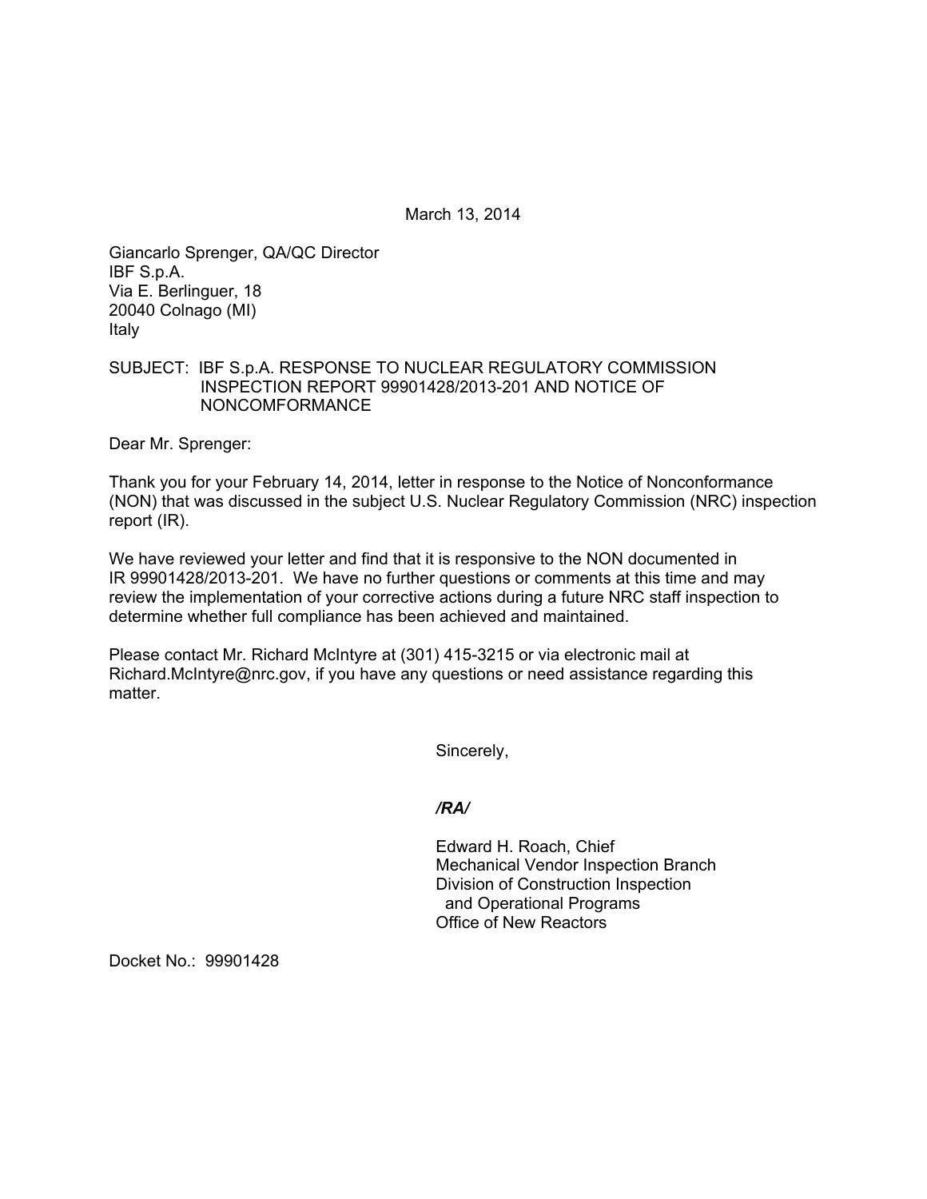March 13, 2014

Giancarlo Sprenger, QA/QC Director  
IBF S.p.A.  
Via E. Berlinguer, 18  
20040 Colnago (MI)  
Italy

SUBJECT: IBF S.p.A. RESPONSE TO NUCLEAR REGULATORY COMMISSION INSPECTION REPORT 99901428/2013-201 AND NOTICE OF NONCOMFORMANCE

Dear Mr. Sprenger:

Thank you for your February 14, 2014, letter in response to the Notice of Nonconformance (NON) that was discussed in the subject U.S. Nuclear Regulatory Commission (NRC) inspection report (IR).

We have reviewed your letter and find that it is responsive to the NON documented in IR 99901428/2013-201. We have no further questions or comments at this time and may review the implementation of your corrective actions during a future NRC staff inspection to determine whether full compliance has been achieved and maintained.

Please contact Mr. Richard McIntyre at (301) 415-3215 or via electronic mail at Richard.McIntyre@nrc.gov, if you have any questions or need assistance regarding this matter.

Sincerely,

*/RA/*

Edward H. Roach, Chief  
Mechanical Vendor Inspection Branch  
Division of Construction Inspection  
and Operational Programs  
Office of New Reactors

Docket No.: 99901428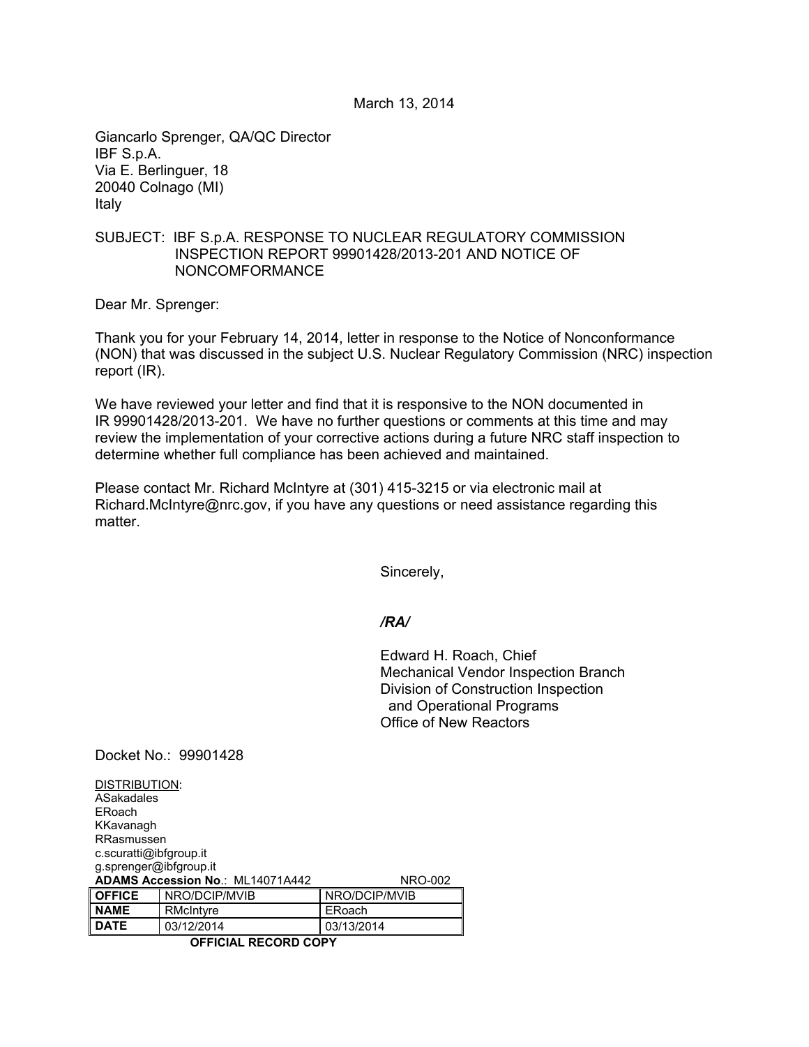March 13, 2014

Giancarlo Sprenger, QA/QC Director
IBF S.p.A.
Via E. Berlinguer, 18
20040 Colnago (MI)
Italy

SUBJECT: IBF S.p.A. RESPONSE TO NUCLEAR REGULATORY COMMISSION INSPECTION REPORT 99901428/2013-201 AND NOTICE OF NONCOMFORMANCE

Dear Mr. Sprenger:

Thank you for your February 14, 2014, letter in response to the Notice of Nonconformance (NON) that was discussed in the subject U.S. Nuclear Regulatory Commission (NRC) inspection report (IR).

We have reviewed your letter and find that it is responsive to the NON documented in IR 99901428/2013-201. We have no further questions or comments at this time and may review the implementation of your corrective actions during a future NRC staff inspection to determine whether full compliance has been achieved and maintained.

Please contact Mr. Richard McIntyre at (301) 415-3215 or via electronic mail at Richard.McIntyre@nrc.gov, if you have any questions or need assistance regarding this matter.

Sincerely,

*/RA/*

Edward H. Roach, Chief
Mechanical Vendor Inspection Branch
Division of Construction Inspection
and Operational Programs
Office of New Reactors

Docket No.: 99901428

DISTRIBUTION:
ASakadales
ERoach
KKavanagh
RRasmussen
c.scuratti@ibfgroup.it
g.sprenger@ibfgroup.it

**ADAMS Accession No**.: ML14071A442 NRO-002

| **OFFICE** | NRO/DCIP/MVIB | NRO/DCIP/MVIB |
|---|---|---|
| **NAME** | RMcIntyre | ERoach |
| **DATE** | 03/12/2014 | 03/13/2014 |

**OFFICIAL RECORD COPY**